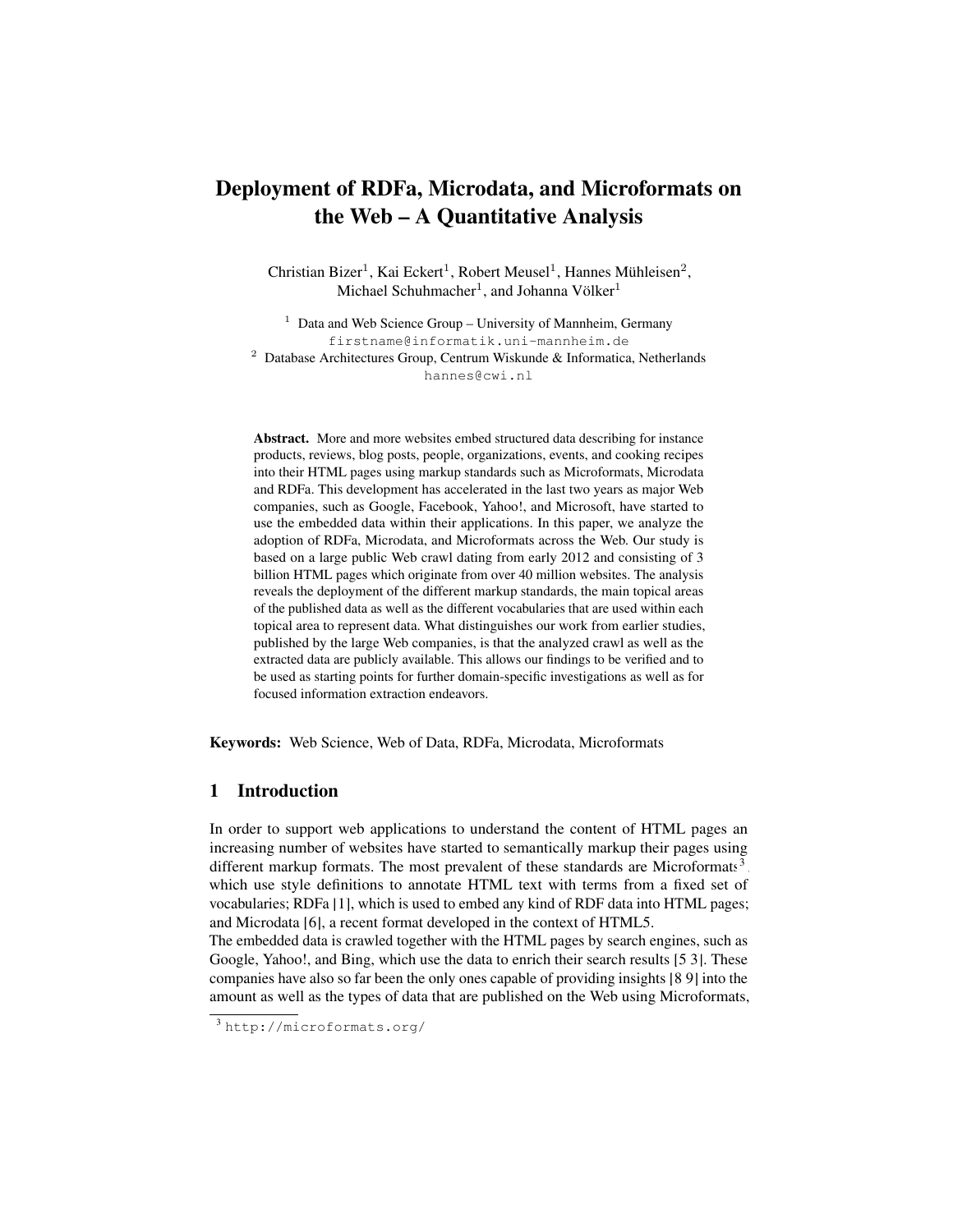# Deployment of RDFa, Microdata, and Microformats on the Web – A Quantitative Analysis

Christian Bizer[1], Kai Eckert[1], Robert Meusel[1], Hannes Mühleisen[2], Michael Schuhmacher[1], and Johanna Völker[1]

[1] Data and Web Science Group – University of Mannheim, Germany
firstname@informatik.uni-mannheim.de
[2] Database Architectures Group, Centrum Wiskunde & Informatica, Netherlands
hannes@cwi.nl

**Abstract.** More and more websites embed structured data describing for instance products, reviews, blog posts, people, organizations, events, and cooking recipes into their HTML pages using markup standards such as Microformats, Microdata and RDFa. This development has accelerated in the last two years as major Web companies, such as Google, Facebook, Yahoo!, and Microsoft, have started to use the embedded data within their applications. In this paper, we analyze the adoption of RDFa, Microdata, and Microformats across the Web. Our study is based on a large public Web crawl dating from early 2012 and consisting of 3 billion HTML pages which originate from over 40 million websites. The analysis reveals the deployment of the different markup standards, the main topical areas of the published data as well as the different vocabularies that are used within each topical area to represent data. What distinguishes our work from earlier studies, published by the large Web companies, is that the analyzed crawl as well as the extracted data are publicly available. This allows our findings to be verified and to be used as starting points for further domain-specific investigations as well as for focused information extraction endeavors.

**Keywords:** Web Science, Web of Data, RDFa, Microdata, Microformats

## 1 Introduction

In order to support web applications to understand the content of HTML pages an increasing number of websites have started to semantically markup their pages using different markup formats. The most prevalent of these standards are Microformats[3], which use style definitions to annotate HTML text with terms from a fixed set of vocabularies; RDFa [1], which is used to embed any kind of RDF data into HTML pages; and Microdata [6], a recent format developed in the context of HTML5.
The embedded data is crawled together with the HTML pages by search engines, such as Google, Yahoo!, and Bing, which use the data to enrich their search results [5 3]. These companies have also so far been the only ones capable of providing insights [8 9] into the amount as well as the types of data that are published on the Web using Microformats,

[3] http://microformats.org/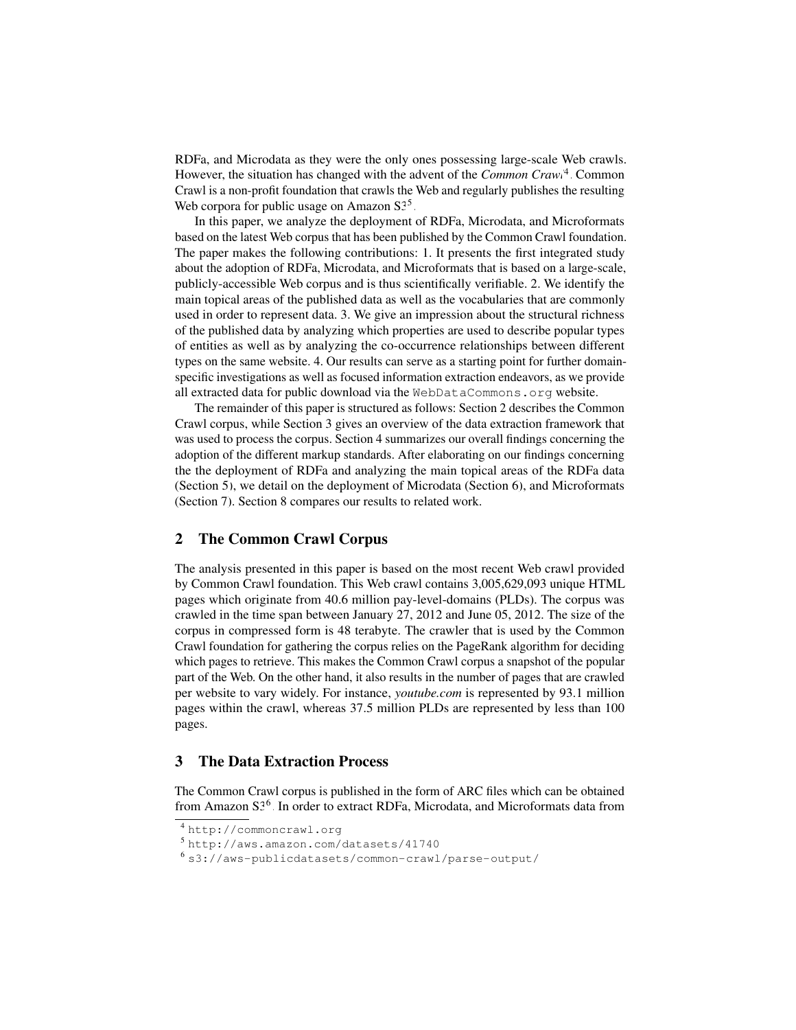RDFa, and Microdata as they were the only ones possessing large-scale Web crawls. However, the situation has changed with the advent of the *Common Crawl*[4]. Common Crawl is a non-profit foundation that crawls the Web and regularly publishes the resulting Web corpora for public usage on Amazon S3[5].

In this paper, we analyze the deployment of RDFa, Microdata, and Microformats based on the latest Web corpus that has been published by the Common Crawl foundation. The paper makes the following contributions: 1. It presents the first integrated study about the adoption of RDFa, Microdata, and Microformats that is based on a large-scale, publicly-accessible Web corpus and is thus scientifically verifiable. 2. We identify the main topical areas of the published data as well as the vocabularies that are commonly used in order to represent data. 3. We give an impression about the structural richness of the published data by analyzing which properties are used to describe popular types of entities as well as by analyzing the co-occurrence relationships between different types on the same website. 4. Our results can serve as a starting point for further domain-specific investigations as well as focused information extraction endeavors, as we provide all extracted data for public download via the `WebDataCommons.org` website.

The remainder of this paper is structured as follows: Section 2 describes the Common Crawl corpus, while Section 3 gives an overview of the data extraction framework that was used to process the corpus. Section 4 summarizes our overall findings concerning the adoption of the different markup standards. After elaborating on our findings concerning the the deployment of RDFa and analyzing the main topical areas of the RDFa data (Section 5), we detail on the deployment of Microdata (Section 6), and Microformats (Section 7). Section 8 compares our results to related work.

## 2 The Common Crawl Corpus

The analysis presented in this paper is based on the most recent Web crawl provided by Common Crawl foundation. This Web crawl contains 3,005,629,093 unique HTML pages which originate from 40.6 million pay-level-domains (PLDs). The corpus was crawled in the time span between January 27, 2012 and June 05, 2012. The size of the corpus in compressed form is 48 terabyte. The crawler that is used by the Common Crawl foundation for gathering the corpus relies on the PageRank algorithm for deciding which pages to retrieve. This makes the Common Crawl corpus a snapshot of the popular part of the Web. On the other hand, it also results in the number of pages that are crawled per website to vary widely. For instance, *youtube.com* is represented by 93.1 million pages within the crawl, whereas 37.5 million PLDs are represented by less than 100 pages.

## 3 The Data Extraction Process

The Common Crawl corpus is published in the form of ARC files which can be obtained from Amazon S3[6]. In order to extract RDFa, Microdata, and Microformats data from

[4] `http://commoncrawl.org`

[5] `http://aws.amazon.com/datasets/41740`

[6] `s3://aws-publicdatasets/common-crawl/parse-output/`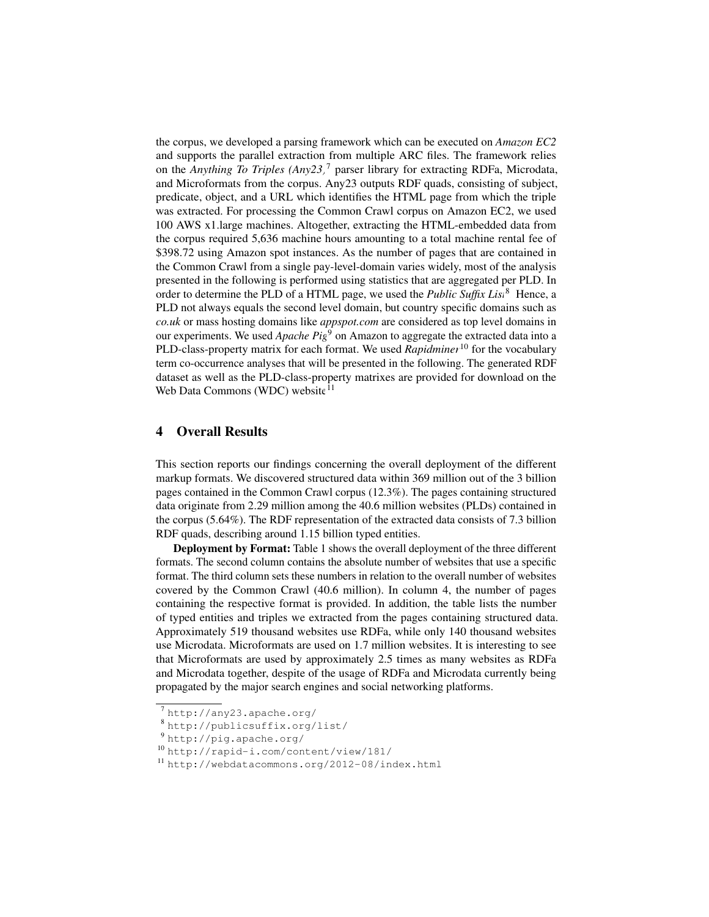the corpus, we developed a parsing framework which can be executed on *Amazon EC2* and supports the parallel extraction from multiple ARC files. The framework relies on the *Anything To Triples (Any23)*[7] parser library for extracting RDFa, Microdata, and Microformats from the corpus. Any23 outputs RDF quads, consisting of subject, predicate, object, and a URL which identifies the HTML page from which the triple was extracted. For processing the Common Crawl corpus on Amazon EC2, we used 100 AWS x1.large machines. Altogether, extracting the HTML-embedded data from the corpus required 5,636 machine hours amounting to a total machine rental fee of \$398.72 using Amazon spot instances. As the number of pages that are contained in the Common Crawl from a single pay-level-domain varies widely, most of the analysis presented in the following is performed using statistics that are aggregated per PLD. In order to determine the PLD of a HTML page, we used the *Public Suffix List*[8]. Hence, a PLD not always equals the second level domain, but country specific domains such as *co.uk* or mass hosting domains like *appspot.com* are considered as top level domains in our experiments. We used *Apache Pig*[9] on Amazon to aggregate the extracted data into a PLD-class-property matrix for each format. We used *Rapidminer*[10] for the vocabulary term co-occurrence analyses that will be presented in the following. The generated RDF dataset as well as the PLD-class-property matrixes are provided for download on the Web Data Commons (WDC) website[11].

## 4 Overall Results

This section reports our findings concerning the overall deployment of the different markup formats. We discovered structured data within 369 million out of the 3 billion pages contained in the Common Crawl corpus (12.3%). The pages containing structured data originate from 2.29 million among the 40.6 million websites (PLDs) contained in the corpus (5.64%). The RDF representation of the extracted data consists of 7.3 billion RDF quads, describing around 1.15 billion typed entities.

**Deployment by Format:** Table 1 shows the overall deployment of the three different formats. The second column contains the absolute number of websites that use a specific format. The third column sets these numbers in relation to the overall number of websites covered by the Common Crawl (40.6 million). In column 4, the number of pages containing the respective format is provided. In addition, the table lists the number of typed entities and triples we extracted from the pages containing structured data. Approximately 519 thousand websites use RDFa, while only 140 thousand websites use Microdata. Microformats are used on 1.7 million websites. It is interesting to see that Microformats are used by approximately 2.5 times as many websites as RDFa and Microdata together, despite of the usage of RDFa and Microdata currently being propagated by the major search engines and social networking platforms.

[7] http://any23.apache.org/
[8] http://publicsuffix.org/list/
[9] http://pig.apache.org/
[10] http://rapid-i.com/content/view/181/
[11] http://webdatacommons.org/2012-08/index.html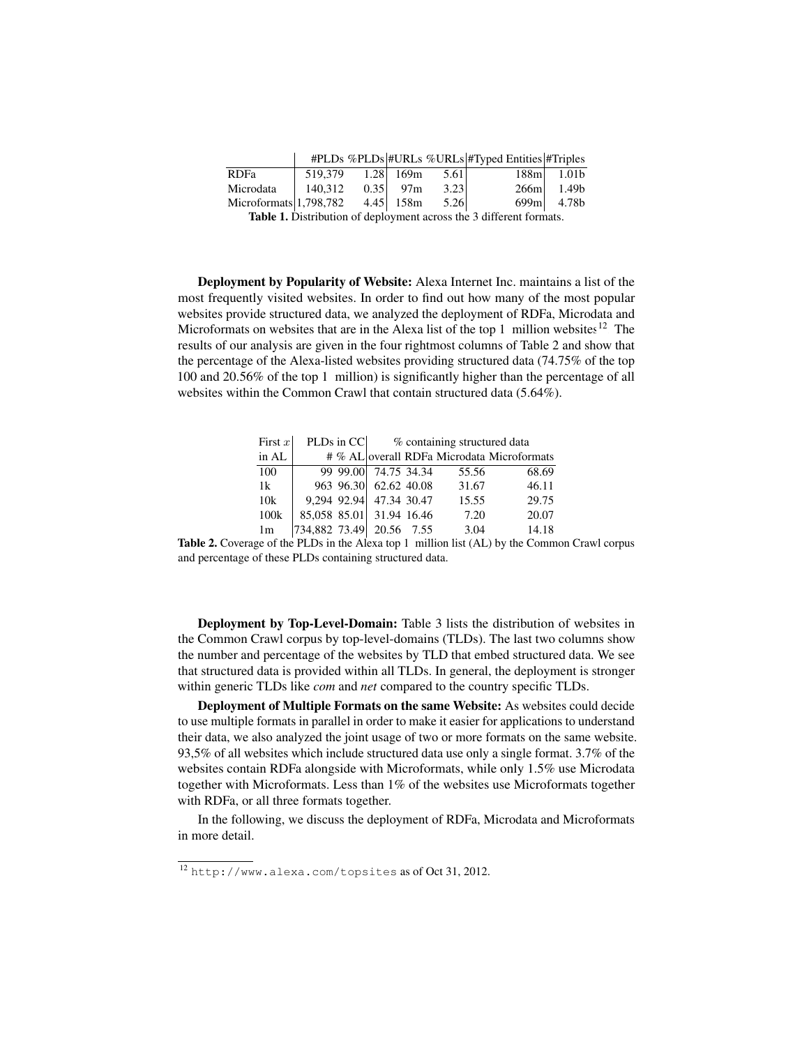|  | #PLDs | %PLDs | #URLs | %URLs | #Typed Entities | #Triples |
|---|---|---|---|---|---|---|
| RDFa | 519,379 | 1.28 | 169m | 5.61 | 188m | 1.01b |
| Microdata | 140,312 | 0.35 | 97m | 3.23 | 266m | 1.49b |
| Microformats | 1,798,782 | 4.45 | 158m | 5.26 | 699m | 4.78b |

**Table 1.** Distribution of deployment across the 3 different formats.

**Deployment by Popularity of Website:** Alexa Internet Inc. maintains a list of the most frequently visited websites. In order to find out how many of the most popular websites provide structured data, we analyzed the deployment of RDFa, Microdata and Microformats on websites that are in the Alexa list of the top 1 million websites[12] The results of our analysis are given in the four rightmost columns of Table 2 and show that the percentage of the Alexa-listed websites providing structured data (74.75% of the top 100 and 20.56% of the top 1 million) is significantly higher than the percentage of all websites within the Common Crawl that contain structured data (5.64%).

| First $x$ | PLDs in CC | | % containing structured data | | | |
|---|---|---|---|---|---|---|
| in AL | # | % AL | overall | RDFa | Microdata | Microformats |
| 100 | 99 | 99.00 | 74.75 | 34.34 | 55.56 | 68.69 |
| 1k | 963 | 96.30 | 62.62 | 40.08 | 31.67 | 46.11 |
| 10k | 9,294 | 92.94 | 47.34 | 30.47 | 15.55 | 29.75 |
| 100k | 85,058 | 85.01 | 31.94 | 16.46 | 7.20 | 20.07 |
| 1m | 734,882 | 73.49 | 20.56 | 7.55 | 3.04 | 14.18 |

**Table 2.** Coverage of the PLDs in the Alexa top 1 million list (AL) by the Common Crawl corpus and percentage of these PLDs containing structured data.

**Deployment by Top-Level-Domain:** Table 3 lists the distribution of websites in the Common Crawl corpus by top-level-domains (TLDs). The last two columns show the number and percentage of the websites by TLD that embed structured data. We see that structured data is provided within all TLDs. In general, the deployment is stronger within generic TLDs like *com* and *net* compared to the country specific TLDs.

**Deployment of Multiple Formats on the same Website:** As websites could decide to use multiple formats in parallel in order to make it easier for applications to understand their data, we also analyzed the joint usage of two or more formats on the same website. 93,5% of all websites which include structured data use only a single format. 3.7% of the websites contain RDFa alongside with Microformats, while only 1.5% use Microdata together with Microformats. Less than 1% of the websites use Microformats together with RDFa, or all three formats together.

In the following, we discuss the deployment of RDFa, Microdata and Microformats in more detail.

[12] http://www.alexa.com/topsites as of Oct 31, 2012.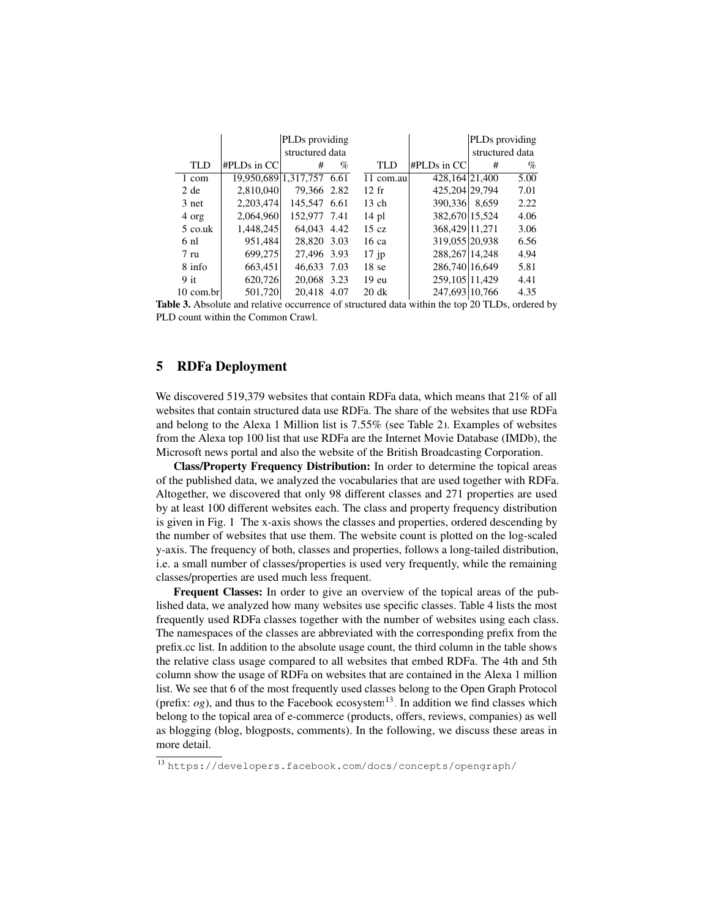| TLD | #PLDs in CC | PLDs providing structured data | | TLD | #PLDs in CC | PLDs providing structured data | |
|---|---|---|---|---|---|---|---|
| | | # | % | | | # | % |
| 1 com | 19,950,689 | 1,317,757 | 6.61 | 11 com.au | 428,164 | 21,400 | 5.00 |
| 2 de | 2,810,040 | 79,366 | 2.82 | 12 fr | 425,204 | 29,794 | 7.01 |
| 3 net | 2,203,474 | 145,547 | 6.61 | 13 ch | 390,336 | 8,659 | 2.22 |
| 4 org | 2,064,960 | 152,977 | 7.41 | 14 pl | 382,670 | 15,524 | 4.06 |
| 5 co.uk | 1,448,245 | 64,043 | 4.42 | 15 cz | 368,429 | 11,271 | 3.06 |
| 6 nl | 951,484 | 28,820 | 3.03 | 16 ca | 319,055 | 20,938 | 6.56 |
| 7 ru | 699,275 | 27,496 | 3.93 | 17 jp | 288,267 | 14,248 | 4.94 |
| 8 info | 663,451 | 46,633 | 7.03 | 18 se | 286,740 | 16,649 | 5.81 |
| 9 it | 620,726 | 20,068 | 3.23 | 19 eu | 259,105 | 11,429 | 4.41 |
| 10 com.br | 501,720 | 20,418 | 4.07 | 20 dk | 247,693 | 10,766 | 4.35 |

**Table 3.** Absolute and relative occurrence of structured data within the top 20 TLDs, ordered by PLD count within the Common Crawl.

## 5 RDFa Deployment

We discovered 519,379 websites that contain RDFa data, which means that 21% of all websites that contain structured data use RDFa. The share of the websites that use RDFa and belong to the Alexa 1 Million list is 7.55% (see Table 2). Examples of websites from the Alexa top 100 list that use RDFa are the Internet Movie Database (IMDb), the Microsoft news portal and also the website of the British Broadcasting Corporation.

**Class/Property Frequency Distribution:** In order to determine the topical areas of the published data, we analyzed the vocabularies that are used together with RDFa. Altogether, we discovered that only 98 different classes and 271 properties are used by at least 100 different websites each. The class and property frequency distribution is given in Fig. 1 The x-axis shows the classes and properties, ordered descending by the number of websites that use them. The website count is plotted on the log-scaled y-axis. The frequency of both, classes and properties, follows a long-tailed distribution, i.e. a small number of classes/properties is used very frequently, while the remaining classes/properties are used much less frequent.

**Frequent Classes:** In order to give an overview of the topical areas of the published data, we analyzed how many websites use specific classes. Table 4 lists the most frequently used RDFa classes together with the number of websites using each class. The namespaces of the classes are abbreviated with the corresponding prefix from the prefix.cc list. In addition to the absolute usage count, the third column in the table shows the relative class usage compared to all websites that embed RDFa. The 4th and 5th column show the usage of RDFa on websites that are contained in the Alexa 1 million list. We see that 6 of the most frequently used classes belong to the Open Graph Protocol (prefix: *og*), and thus to the Facebook ecosystem[13]. In addition we find classes which belong to the topical area of e-commerce (products, offers, reviews, companies) as well as blogging (blog, blogposts, comments). In the following, we discuss these areas in more detail.

[13] https://developers.facebook.com/docs/concepts/opengraph/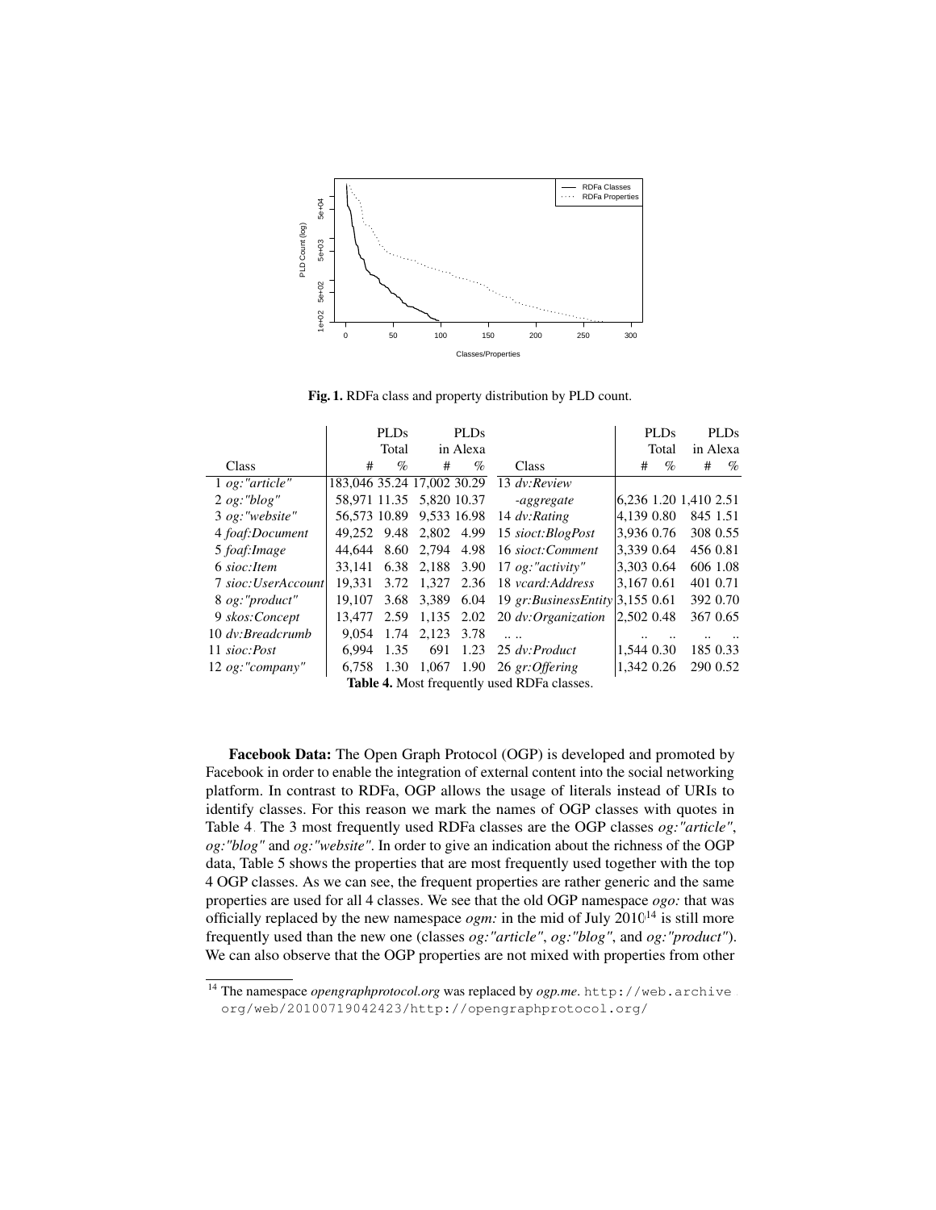Fig. 1. RDFa class and property distribution by PLD count.

| Class | PLDs Total # | PLDs Total % | PLDs in Alexa # | PLDs in Alexa % | Class | PLDs Total # | PLDs Total % | PLDs in Alexa # | PLDs in Alexa % |
|---|---|---|---|---|---|---|---|---|---|
| 1 *og:"article"* | 183,046 | 35.24 | 17,002 | 30.29 | 13 *dv:Review-aggregate* | 6,236 | 1.20 | 1,410 | 2.51 |
| 2 *og:"blog"* | 58,971 | 11.35 | 5,820 | 10.37 | 14 *dv:Rating* | 4,139 | 0.80 | 845 | 1.51 |
| 3 *og:"website"* | 56,573 | 10.89 | 9,533 | 16.98 | 15 *sioct:BlogPost* | 3,936 | 0.76 | 308 | 0.55 |
| 4 *foaf:Document* | 49,252 | 9.48 | 2,802 | 4.99 | 16 *sioct:Comment* | 3,339 | 0.64 | 456 | 0.81 |
| 5 *foaf:Image* | 44,644 | 8.60 | 2,794 | 4.98 | 17 *og:"activity"* | 3,303 | 0.64 | 606 | 1.08 |
| 6 *sioc:Item* | 33,141 | 6.38 | 2,188 | 3.90 | 18 *vcard:Address* | 3,167 | 0.61 | 401 | 0.71 |
| 7 *sioc:UserAccount* | 19,331 | 3.72 | 1,327 | 2.36 | 19 *gr:BusinessEntity* | 3,155 | 0.61 | 392 | 0.70 |
| 8 *og:"product"* | 19,107 | 3.68 | 3,389 | 6.04 | 20 *dv:Organization* | 2,502 | 0.48 | 367 | 0.65 |
| 9 *skos:Concept* | 13,477 | 2.59 | 1,135 | 2.02 | .. .. | .. | .. | .. | .. |
| 10 *dv:Breadcrumb* | 9,054 | 1.74 | 2,123 | 3.78 | | | | | |
| 11 *sioc:Post* | 6,994 | 1.35 | 691 | 1.23 | 25 *dv:Product* | 1,544 | 0.30 | 185 | 0.33 |
| 12 *og:"company"* | 6,758 | 1.30 | 1,067 | 1.90 | 26 *gr:Offering* | 1,342 | 0.26 | 290 | 0.52 |

**Table 4.** Most frequently used RDFa classes.

**Facebook Data:** The Open Graph Protocol (OGP) is developed and promoted by Facebook in order to enable the integration of external content into the social networking platform. In contrast to RDFa, OGP allows the usage of literals instead of URIs to identify classes. For this reason we mark the names of OGP classes with quotes in Table 4. The 3 most frequently used RDFa classes are the OGP classes *og:"article"*, *og:"blog"* and *og:"website"*. In order to give an indication about the richness of the OGP data, Table 5 shows the properties that are most frequently used together with the top 4 OGP classes. As we can see, the frequent properties are rather generic and the same properties are used for all 4 classes. We see that the old OGP namespace *ogo:* that was officially replaced by the new namespace *ogm:* in the mid of July 2010[14] is still more frequently used than the new one (classes *og:"article"*, *og:"blog"*, and *og:"product"*). We can also observe that the OGP properties are not mixed with properties from other

[14] The namespace *opengraphprotocol.org* was replaced by *ogp.me*. http://web.archive.org/web/20100719042423/http://opengraphprotocol.org/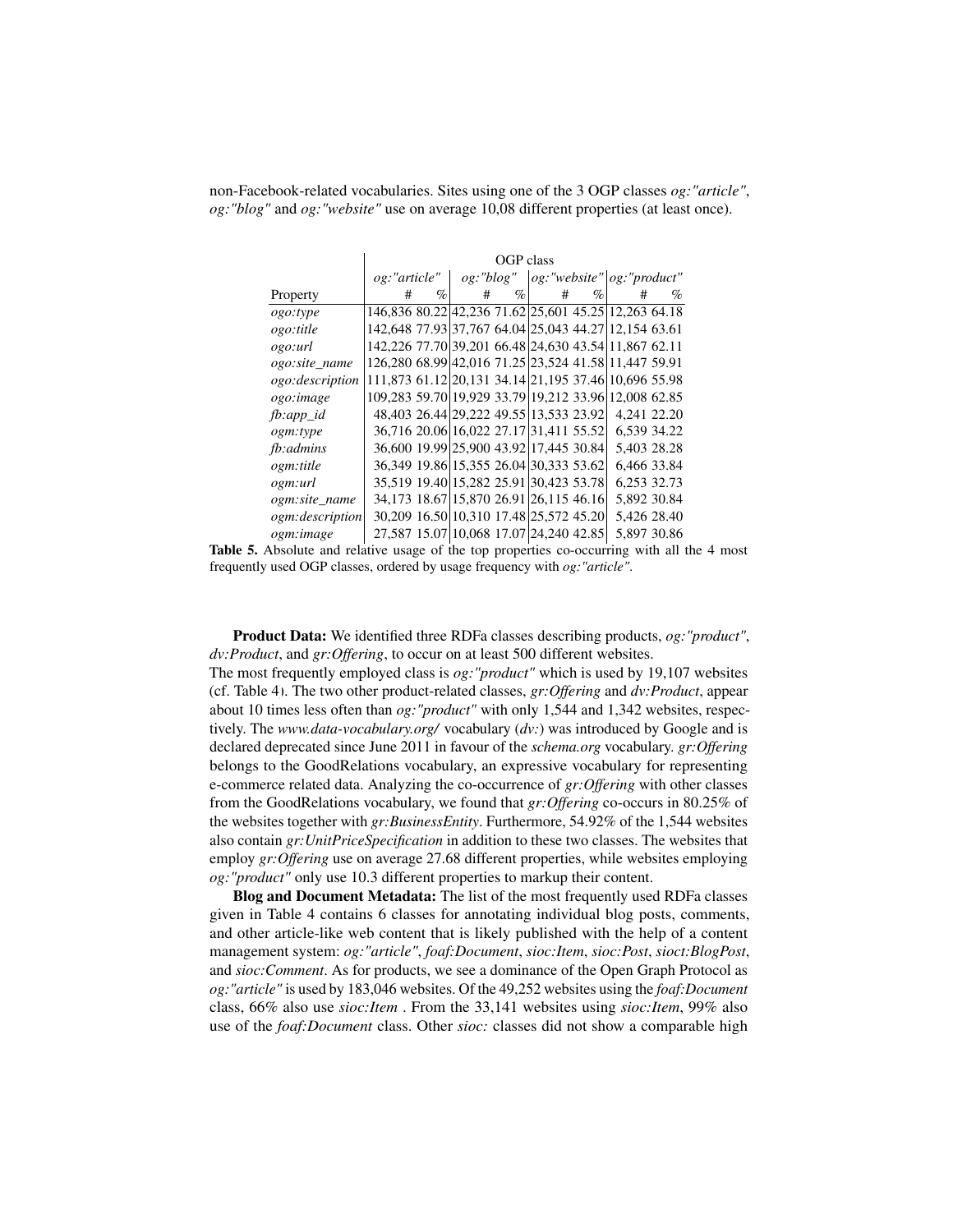non-Facebook-related vocabularies. Sites using one of the 3 OGP classes *og:"article"*, *og:"blog"* and *og:"website"* use on average 10,08 different properties (at least once).

| | OGP class | | | | | | | |
|---|---|---|---|---|---|---|---|---|
| | *og:"article"* | | *og:"blog"* | | *og:"website"* | | *og:"product"* | |
| Property | # | % | # | % | # | % | # | % |
| *ogo:type* | 146,836 | 80.22 | 42,236 | 71.62 | 25,601 | 45.25 | 12,263 | 64.18 |
| *ogo:title* | 142,648 | 77.93 | 37,767 | 64.04 | 25,043 | 44.27 | 12,154 | 63.61 |
| *ogo:url* | 142,226 | 77.70 | 39,201 | 66.48 | 24,630 | 43.54 | 11,867 | 62.11 |
| *ogo:site_name* | 126,280 | 68.99 | 42,016 | 71.25 | 23,524 | 41.58 | 11,447 | 59.91 |
| *ogo:description* | 111,873 | 61.12 | 20,131 | 34.14 | 21,195 | 37.46 | 10,696 | 55.98 |
| *ogo:image* | 109,283 | 59.70 | 19,929 | 33.79 | 19,212 | 33.96 | 12,008 | 62.85 |
| *fb:app_id* | 48,403 | 26.44 | 29,222 | 49.55 | 13,533 | 23.92 | 4,241 | 22.20 |
| *ogm:type* | 36,716 | 20.06 | 16,022 | 27.17 | 31,411 | 55.52 | 6,539 | 34.22 |
| *fb:admins* | 36,600 | 19.99 | 25,900 | 43.92 | 17,445 | 30.84 | 5,403 | 28.28 |
| *ogm:title* | 36,349 | 19.86 | 15,355 | 26.04 | 30,333 | 53.62 | 6,466 | 33.84 |
| *ogm:url* | 35,519 | 19.40 | 15,282 | 25.91 | 30,423 | 53.78 | 6,253 | 32.73 |
| *ogm:site_name* | 34,173 | 18.67 | 15,870 | 26.91 | 26,115 | 46.16 | 5,892 | 30.84 |
| *ogm:description* | 30,209 | 16.50 | 10,310 | 17.48 | 25,572 | 45.20 | 5,426 | 28.40 |
| *ogm:image* | 27,587 | 15.07 | 10,068 | 17.07 | 24,240 | 42.85 | 5,897 | 30.86 |

**Table 5.** Absolute and relative usage of the top properties co-occurring with all the 4 most frequently used OGP classes, ordered by usage frequency with *og:"article"*.

**Product Data:** We identified three RDFa classes describing products, *og:"product"*, *dv:Product*, and *gr:Offering*, to occur on at least 500 different websites.
The most frequently employed class is *og:"product"* which is used by 19,107 websites (cf. Table 4). The two other product-related classes, *gr:Offering* and *dv:Product*, appear about 10 times less often than *og:"product"* with only 1,544 and 1,342 websites, respectively. The *www.data-vocabulary.org/* vocabulary (*dv:*) was introduced by Google and is declared deprecated since June 2011 in favour of the *schema.org* vocabulary. *gr:Offering* belongs to the GoodRelations vocabulary, an expressive vocabulary for representing e-commerce related data. Analyzing the co-occurrence of *gr:Offering* with other classes from the GoodRelations vocabulary, we found that *gr:Offering* co-occurs in 80.25% of the websites together with *gr:BusinessEntity*. Furthermore, 54.92% of the 1,544 websites also contain *gr:UnitPriceSpecification* in addition to these two classes. The websites that employ *gr:Offering* use on average 27.68 different properties, while websites employing *og:"product"* only use 10.3 different properties to markup their content.

**Blog and Document Metadata:** The list of the most frequently used RDFa classes given in Table 4 contains 6 classes for annotating individual blog posts, comments, and other article-like web content that is likely published with the help of a content management system: *og:"article"*, *foaf:Document*, *sioc:Item*, *sioc:Post*, *sioct:BlogPost*, and *sioc:Comment*. As for products, we see a dominance of the Open Graph Protocol as *og:"article"* is used by 183,046 websites. Of the 49,252 websites using the *foaf:Document* class, 66% also use *sioc:Item* . From the 33,141 websites using *sioc:Item*, 99% also use of the *foaf:Document* class. Other *sioc:* classes did not show a comparable high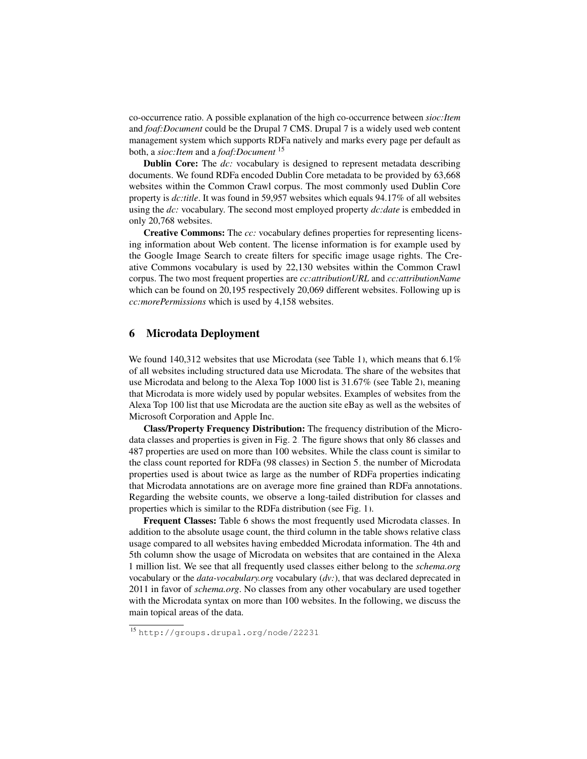co-occurrence ratio. A possible explanation of the high co-occurrence between *sioc:Item* and *foaf:Document* could be the Drupal 7 CMS. Drupal 7 is a widely used web content management system which supports RDFa natively and marks every page per default as both, a *sioc:Item* and a *foaf:Document* [15]

**Dublin Core:** The *dc:* vocabulary is designed to represent metadata describing documents. We found RDFa encoded Dublin Core metadata to be provided by 63,668 websites within the Common Crawl corpus. The most commonly used Dublin Core property is *dc:title*. It was found in 59,957 websites which equals 94.17% of all websites using the *dc:* vocabulary. The second most employed property *dc:date* is embedded in only 20,768 websites.

**Creative Commons:** The *cc:* vocabulary defines properties for representing licensing information about Web content. The license information is for example used by the Google Image Search to create filters for specific image usage rights. The Creative Commons vocabulary is used by 22,130 websites within the Common Crawl corpus. The two most frequent properties are *cc:attributionURL* and *cc:attributionName* which can be found on 20,195 respectively 20,069 different websites. Following up is *cc:morePermissions* which is used by 4,158 websites.

## 6 Microdata Deployment

We found 140,312 websites that use Microdata (see Table 1), which means that 6.1% of all websites including structured data use Microdata. The share of the websites that use Microdata and belong to the Alexa Top 1000 list is 31.67% (see Table 2), meaning that Microdata is more widely used by popular websites. Examples of websites from the Alexa Top 100 list that use Microdata are the auction site eBay as well as the websites of Microsoft Corporation and Apple Inc.

**Class/Property Frequency Distribution:** The frequency distribution of the Microdata classes and properties is given in Fig. 2. The figure shows that only 86 classes and 487 properties are used on more than 100 websites. While the class count is similar to the class count reported for RDFa (98 classes) in Section 5, the number of Microdata properties used is about twice as large as the number of RDFa properties indicating that Microdata annotations are on average more fine grained than RDFa annotations. Regarding the website counts, we observe a long-tailed distribution for classes and properties which is similar to the RDFa distribution (see Fig. 1).

**Frequent Classes:** Table 6 shows the most frequently used Microdata classes. In addition to the absolute usage count, the third column in the table shows relative class usage compared to all websites having embedded Microdata information. The 4th and 5th column show the usage of Microdata on websites that are contained in the Alexa 1 million list. We see that all frequently used classes either belong to the *schema.org* vocabulary or the *data-vocabulary.org* vocabulary (*dv:*), that was declared deprecated in 2011 in favor of *schema.org*. No classes from any other vocabulary are used together with the Microdata syntax on more than 100 websites. In the following, we discuss the main topical areas of the data.

[15] http://groups.drupal.org/node/22231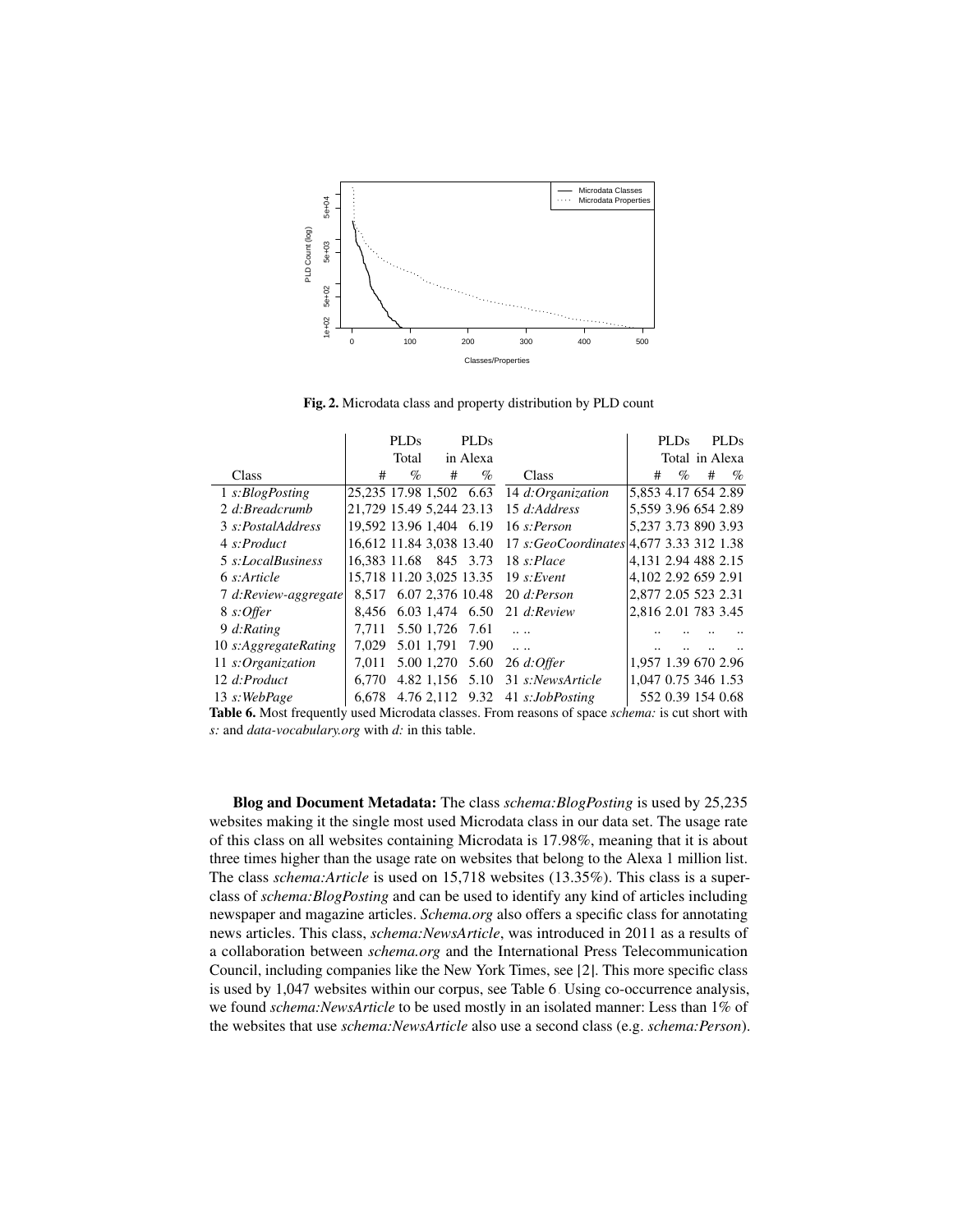**Fig. 2.** Microdata class and property distribution by PLD count

| Class | PLDs Total # | PLDs Total % | PLDs in Alexa # | PLDs in Alexa % | Class | PLDs Total # | PLDs Total % | PLDs in Alexa # | PLDs in Alexa % |
|---|---|---|---|---|---|---|---|---|---|
| 1 *s:BlogPosting* | 25,235 | 17.98 | 1,502 | 6.63 | 14 *d:Organization* | 5,853 | 4.17 | 654 | 2.89 |
| 2 *d:Breadcrumb* | 21,729 | 15.49 | 5,244 | 23.13 | 15 *d:Address* | 5,559 | 3.96 | 654 | 2.89 |
| 3 *s:PostalAddress* | 19,592 | 13.96 | 1,404 | 6.19 | 16 *s:Person* | 5,237 | 3.73 | 890 | 3.93 |
| 4 *s:Product* | 16,612 | 11.84 | 3,038 | 13.40 | 17 *s:GeoCoordinates* | 4,677 | 3.33 | 312 | 1.38 |
| 5 *s:LocalBusiness* | 16,383 | 11.68 | 845 | 3.73 | 18 *s:Place* | 4,131 | 2.94 | 488 | 2.15 |
| 6 *s:Article* | 15,718 | 11.20 | 3,025 | 13.35 | 19 *s:Event* | 4,102 | 2.92 | 659 | 2.91 |
| 7 *d:Review-aggregate* | 8,517 | 6.07 | 2,376 | 10.48 | 20 *d:Person* | 2,877 | 2.05 | 523 | 2.31 |
| 8 *s:Offer* | 8,456 | 6.03 | 1,474 | 6.50 | 21 *d:Review* | 2,816 | 2.01 | 783 | 3.45 |
| 9 *d:Rating* | 7,711 | 5.50 | 1,726 | 7.61 | .. .. | .. | .. | .. | .. |
| 10 *s:AggregateRating* | 7,029 | 5.01 | 1,791 | 7.90 | .. .. | .. | .. | .. | .. |
| 11 *s:Organization* | 7,011 | 5.00 | 1,270 | 5.60 | 26 *d:Offer* | 1,957 | 1.39 | 670 | 2.96 |
| 12 *d:Product* | 6,770 | 4.82 | 1,156 | 5.10 | 31 *s:NewsArticle* | 1,047 | 0.75 | 346 | 1.53 |
| 13 *s:WebPage* | 6,678 | 4.76 | 2,112 | 9.32 | 41 *s:JobPosting* | 552 | 0.39 | 154 | 0.68 |

**Table 6.** Most frequently used Microdata classes. From reasons of space *schema:* is cut short with *s:* and *data-vocabulary.org* with *d:* in this table.

**Blog and Document Metadata:** The class *schema:BlogPosting* is used by 25,235 websites making it the single most used Microdata class in our data set. The usage rate of this class on all websites containing Microdata is 17.98%, meaning that it is about three times higher than the usage rate on websites that belong to the Alexa 1 million list. The class *schema:Article* is used on 15,718 websites (13.35%). This class is a superclass of *schema:BlogPosting* and can be used to identify any kind of articles including newspaper and magazine articles. *Schema.org* also offers a specific class for annotating news articles. This class, *schema:NewsArticle*, was introduced in 2011 as a results of a collaboration between *schema.org* and the International Press Telecommunication Council, including companies like the New York Times, see [2]. This more specific class is used by 1,047 websites within our corpus, see Table 6. Using co-occurrence analysis, we found *schema:NewsArticle* to be used mostly in an isolated manner: Less than 1% of the websites that use *schema:NewsArticle* also use a second class (e.g. *schema:Person*).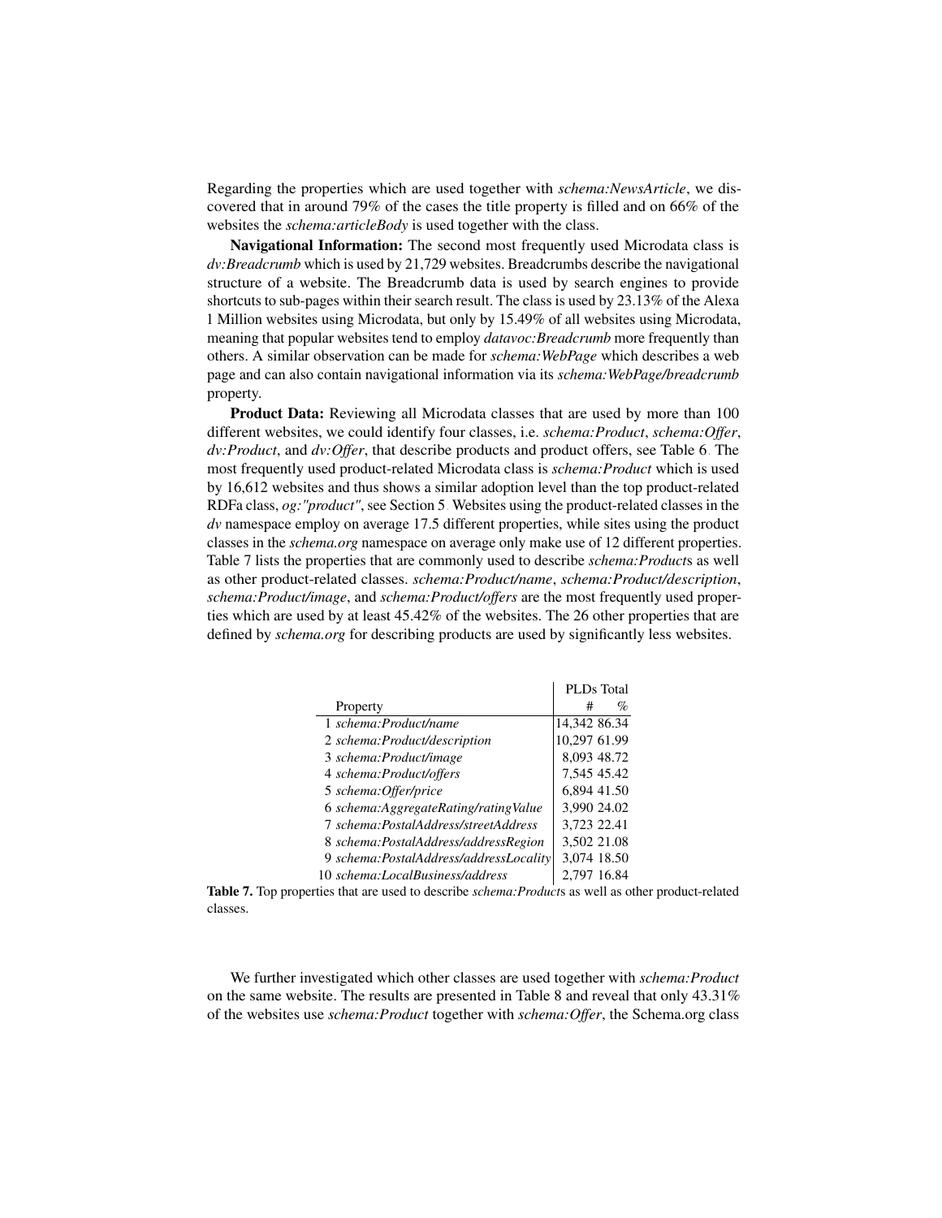Regarding the properties which are used together with *schema:NewsArticle*, we discovered that in around 79% of the cases the title property is filled and on 66% of the websites the *schema:articleBody* is used together with the class.

**Navigational Information:** The second most frequently used Microdata class is *dv:Breadcrumb* which is used by 21,729 websites. Breadcrumbs describe the navigational structure of a website. The Breadcrumb data is used by search engines to provide shortcuts to sub-pages within their search result. The class is used by 23.13% of the Alexa 1 Million websites using Microdata, but only by 15.49% of all websites using Microdata, meaning that popular websites tend to employ *datavoc:Breadcrumb* more frequently than others. A similar observation can be made for *schema:WebPage* which describes a web page and can also contain navigational information via its *schema:WebPage/breadcrumb* property.

**Product Data:** Reviewing all Microdata classes that are used by more than 100 different websites, we could identify four classes, i.e. *schema:Product*, *schema:Offer*, *dv:Product*, and *dv:Offer*, that describe products and product offers, see Table 6. The most frequently used product-related Microdata class is *schema:Product* which is used by 16,612 websites and thus shows a similar adoption level than the top product-related RDFa class, *og:"product"*, see Section 5. Websites using the product-related classes in the *dv* namespace employ on average 17.5 different properties, while sites using the product classes in the *schema.org* namespace on average only make use of 12 different properties. Table 7 lists the properties that are commonly used to describe *schema:Product*s as well as other product-related classes. *schema:Product/name*, *schema:Product/description*, *schema:Product/image*, and *schema:Product/offers* are the most frequently used properties which are used by at least 45.42% of the websites. The 26 other properties that are defined by *schema.org* for describing products are used by significantly less websites.

| | Property | PLDs Total # | % |
|---|---|---|---|
| 1 | *schema:Product/name* | 14,342 | 86.34 |
| 2 | *schema:Product/description* | 10,297 | 61.99 |
| 3 | *schema:Product/image* | 8,093 | 48.72 |
| 4 | *schema:Product/offers* | 7,545 | 45.42 |
| 5 | *schema:Offer/price* | 6,894 | 41.50 |
| 6 | *schema:AggregateRating/ratingValue* | 3,990 | 24.02 |
| 7 | *schema:PostalAddress/streetAddress* | 3,723 | 22.41 |
| 8 | *schema:PostalAddress/addressRegion* | 3,502 | 21.08 |
| 9 | *schema:PostalAddress/addressLocality* | 3,074 | 18.50 |
| 10 | *schema:LocalBusiness/address* | 2,797 | 16.84 |

**Table 7.** Top properties that are used to describe *schema:Product*s as well as other product-related classes.

We further investigated which other classes are used together with *schema:Product* on the same website. The results are presented in Table 8 and reveal that only 43.31% of the websites use *schema:Product* together with *schema:Offer*, the Schema.org class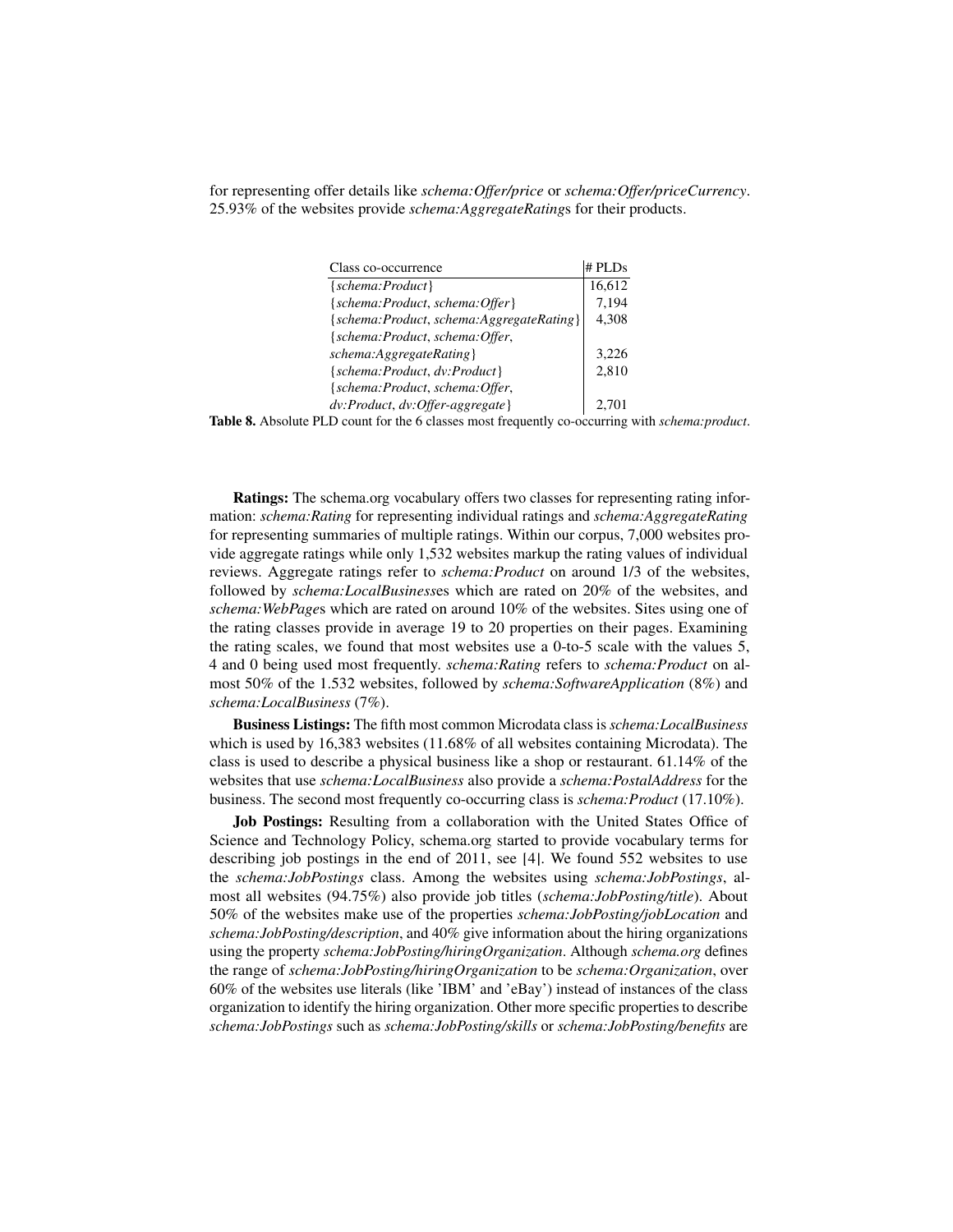for representing offer details like *schema:Offer/price* or *schema:Offer/priceCurrency*. 25.93% of the websites provide *schema:AggregateRating*s for their products.

| Class co-occurrence | # PLDs |
|---|---|
| {*schema:Product*} | 16,612 |
| {*schema:Product*, *schema:Offer*} | 7,194 |
| {*schema:Product*, *schema:AggregateRating*} | 4,308 |
| {*schema:Product*, *schema:Offer*, *schema:AggregateRating*} | 3,226 |
| {*schema:Product*, *dv:Product*} | 2,810 |
| {*schema:Product*, *schema:Offer*, *dv:Product*, *dv:Offer-aggregate*} | 2,701 |

**Table 8.** Absolute PLD count for the 6 classes most frequently co-occurring with *schema:product*.

**Ratings:** The schema.org vocabulary offers two classes for representing rating information: *schema:Rating* for representing individual ratings and *schema:AggregateRating* for representing summaries of multiple ratings. Within our corpus, 7,000 websites provide aggregate ratings while only 1,532 websites markup the rating values of individual reviews. Aggregate ratings refer to *schema:Product* on around 1/3 of the websites, followed by *schema:LocalBusiness*es which are rated on 20% of the websites, and *schema:WebPage*s which are rated on around 10% of the websites. Sites using one of the rating classes provide in average 19 to 20 properties on their pages. Examining the rating scales, we found that most websites use a 0-to-5 scale with the values 5, 4 and 0 being used most frequently. *schema:Rating* refers to *schema:Product* on almost 50% of the 1.532 websites, followed by *schema:SoftwareApplication* (8%) and *schema:LocalBusiness* (7%).

**Business Listings:** The fifth most common Microdata class is *schema:LocalBusiness* which is used by 16,383 websites (11.68% of all websites containing Microdata). The class is used to describe a physical business like a shop or restaurant. 61.14% of the websites that use *schema:LocalBusiness* also provide a *schema:PostalAddress* for the business. The second most frequently co-occurring class is *schema:Product* (17.10%).

**Job Postings:** Resulting from a collaboration with the United States Office of Science and Technology Policy, schema.org started to provide vocabulary terms for describing job postings in the end of 2011, see [4]. We found 552 websites to use the *schema:JobPostings* class. Among the websites using *schema:JobPostings*, almost all websites (94.75%) also provide job titles (*schema:JobPosting/title*). About 50% of the websites make use of the properties *schema:JobPosting/jobLocation* and *schema:JobPosting/description*, and 40% give information about the hiring organizations using the property *schema:JobPosting/hiringOrganization*. Although *schema.org* defines the range of *schema:JobPosting/hiringOrganization* to be *schema:Organization*, over 60% of the websites use literals (like 'IBM' and 'eBay') instead of instances of the class organization to identify the hiring organization. Other more specific properties to describe *schema:JobPostings* such as *schema:JobPosting/skills* or *schema:JobPosting/benefits* are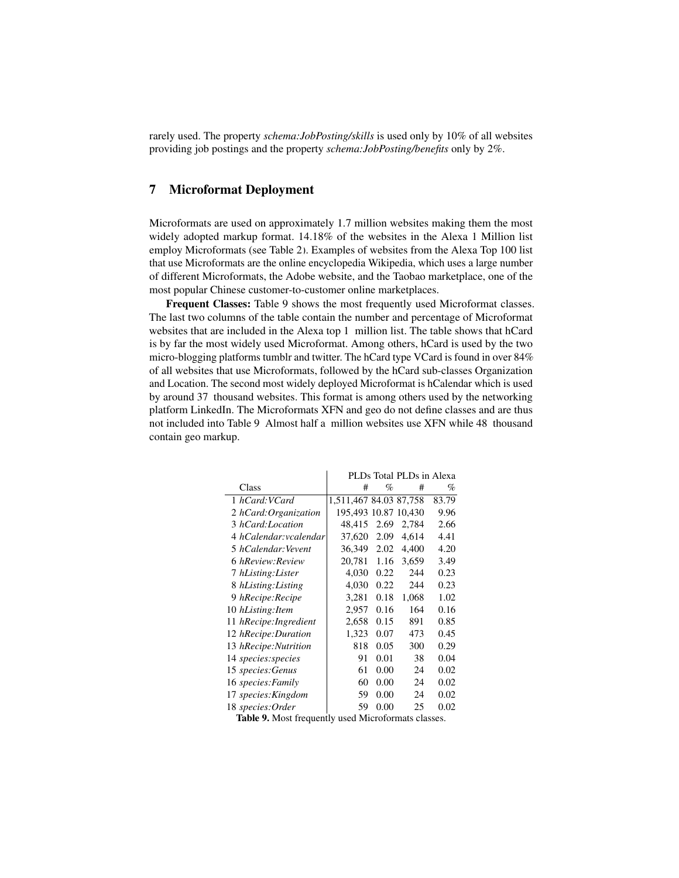rarely used. The property *schema:JobPosting/skills* is used only by 10% of all websites providing job postings and the property *schema:JobPosting/benefits* only by 2%.

## 7 Microformat Deployment

Microformats are used on approximately 1.7 million websites making them the most widely adopted markup format. 14.18% of the websites in the Alexa 1 Million list employ Microformats (see Table 2). Examples of websites from the Alexa Top 100 list that use Microformats are the online encyclopedia Wikipedia, which uses a large number of different Microformats, the Adobe website, and the Taobao marketplace, one of the most popular Chinese customer-to-customer online marketplaces.

**Frequent Classes:** Table 9 shows the most frequently used Microformat classes. The last two columns of the table contain the number and percentage of Microformat websites that are included in the Alexa top 1 million list. The table shows that hCard is by far the most widely used Microformat. Among others, hCard is used by the two micro-blogging platforms tumblr and twitter. The hCard type VCard is found in over 84% of all websites that use Microformats, followed by the hCard sub-classes Organization and Location. The second most widely deployed Microformat is hCalendar which is used by around 37 thousand websites. This format is among others used by the networking platform LinkedIn. The Microformats XFN and geo do not define classes and are thus not included into Table 9 Almost half a million websites use XFN while 48 thousand contain geo markup.

| | PLDs Total | | PLDs in Alexa | |
|---|---|---|---|---|
| Class | # | % | # | % |
| 1 *hCard:VCard* | 1,511,467 | 84.03 | 87,758 | 83.79 |
| 2 *hCard:Organization* | 195,493 | 10.87 | 10,430 | 9.96 |
| 3 *hCard:Location* | 48,415 | 2.69 | 2,784 | 2.66 |
| 4 *hCalendar:vcalendar* | 37,620 | 2.09 | 4,614 | 4.41 |
| 5 *hCalendar:Vevent* | 36,349 | 2.02 | 4,400 | 4.20 |
| 6 *hReview:Review* | 20,781 | 1.16 | 3,659 | 3.49 |
| 7 *hListing:Lister* | 4,030 | 0.22 | 244 | 0.23 |
| 8 *hListing:Listing* | 4,030 | 0.22 | 244 | 0.23 |
| 9 *hRecipe:Recipe* | 3,281 | 0.18 | 1,068 | 1.02 |
| 10 *hListing:Item* | 2,957 | 0.16 | 164 | 0.16 |
| 11 *hRecipe:Ingredient* | 2,658 | 0.15 | 891 | 0.85 |
| 12 *hRecipe:Duration* | 1,323 | 0.07 | 473 | 0.45 |
| 13 *hRecipe:Nutrition* | 818 | 0.05 | 300 | 0.29 |
| 14 *species:species* | 91 | 0.01 | 38 | 0.04 |
| 15 *species:Genus* | 61 | 0.00 | 24 | 0.02 |
| 16 *species:Family* | 60 | 0.00 | 24 | 0.02 |
| 17 *species:Kingdom* | 59 | 0.00 | 24 | 0.02 |
| 18 *species:Order* | 59 | 0.00 | 25 | 0.02 |

**Table 9.** Most frequently used Microformats classes.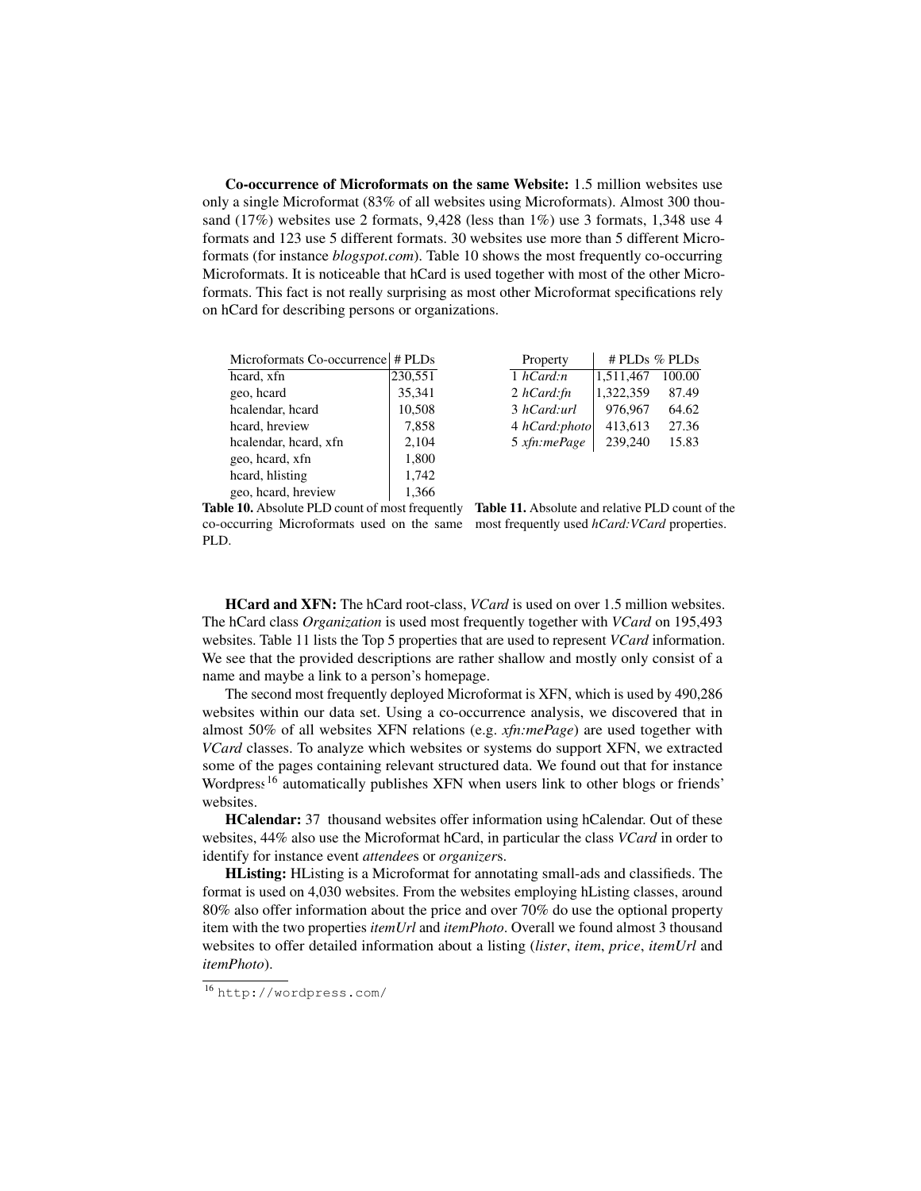**Co-occurrence of Microformats on the same Website:** 1.5 million websites use only a single Microformat (83% of all websites using Microformats). Almost 300 thousand (17%) websites use 2 formats, 9,428 (less than 1%) use 3 formats, 1,348 use 4 formats and 123 use 5 different formats. 30 websites use more than 5 different Microformats (for instance *blogspot.com*). Table 10 shows the most frequently co-occurring Microformats. It is noticeable that hCard is used together with most of the other Microformats. This fact is not really surprising as most other Microformat specifications rely on hCard for describing persons or organizations.

| Microformats Co-occurrence | # PLDs |
|---|---|
| hcard, xfn | 230,551 |
| geo, hcard | 35,341 |
| hcalendar, hcard | 10,508 |
| hcard, hreview | 7,858 |
| hcalendar, hcard, xfn | 2,104 |
| geo, hcard, xfn | 1,800 |
| hcard, hlisting | 1,742 |
| geo, hcard, hreview | 1,366 |

**Table 10.** Absolute PLD count of most frequently co-occurring Microformats used on the same PLD.

| Property | # PLDs | % PLDs |
|---|---|---|
| 1 *hCard:n* | 1,511,467 | 100.00 |
| 2 *hCard:fn* | 1,322,359 | 87.49 |
| 3 *hCard:url* | 976,967 | 64.62 |
| 4 *hCard:photo* | 413,613 | 27.36 |
| 5 *xfn:mePage* | 239,240 | 15.83 |

**Table 11.** Absolute and relative PLD count of the most frequently used *hCard:VCard* properties.

**HCard and XFN:** The hCard root-class, *VCard* is used on over 1.5 million websites. The hCard class *Organization* is used most frequently together with *VCard* on 195,493 websites. Table 11 lists the Top 5 properties that are used to represent *VCard* information. We see that the provided descriptions are rather shallow and mostly only consist of a name and maybe a link to a person's homepage.

The second most frequently deployed Microformat is XFN, which is used by 490,286 websites within our data set. Using a co-occurrence analysis, we discovered that in almost 50% of all websites XFN relations (e.g. *xfn:mePage*) are used together with *VCard* classes. To analyze which websites or systems do support XFN, we extracted some of the pages containing relevant structured data. We found out that for instance Wordpress[16] automatically publishes XFN when users link to other blogs or friends' websites.

**HCalendar:** 37 thousand websites offer information using hCalendar. Out of these websites, 44% also use the Microformat hCard, in particular the class *VCard* in order to identify for instance event *attendee*s or *organizer*s.

**HListing:** HListing is a Microformat for annotating small-ads and classifieds. The format is used on 4,030 websites. From the websites employing hListing classes, around 80% also offer information about the price and over 70% do use the optional property item with the two properties *itemUrl* and *itemPhoto*. Overall we found almost 3 thousand websites to offer detailed information about a listing (*lister*, *item*, *price*, *itemUrl* and *itemPhoto*).

[16] http://wordpress.com/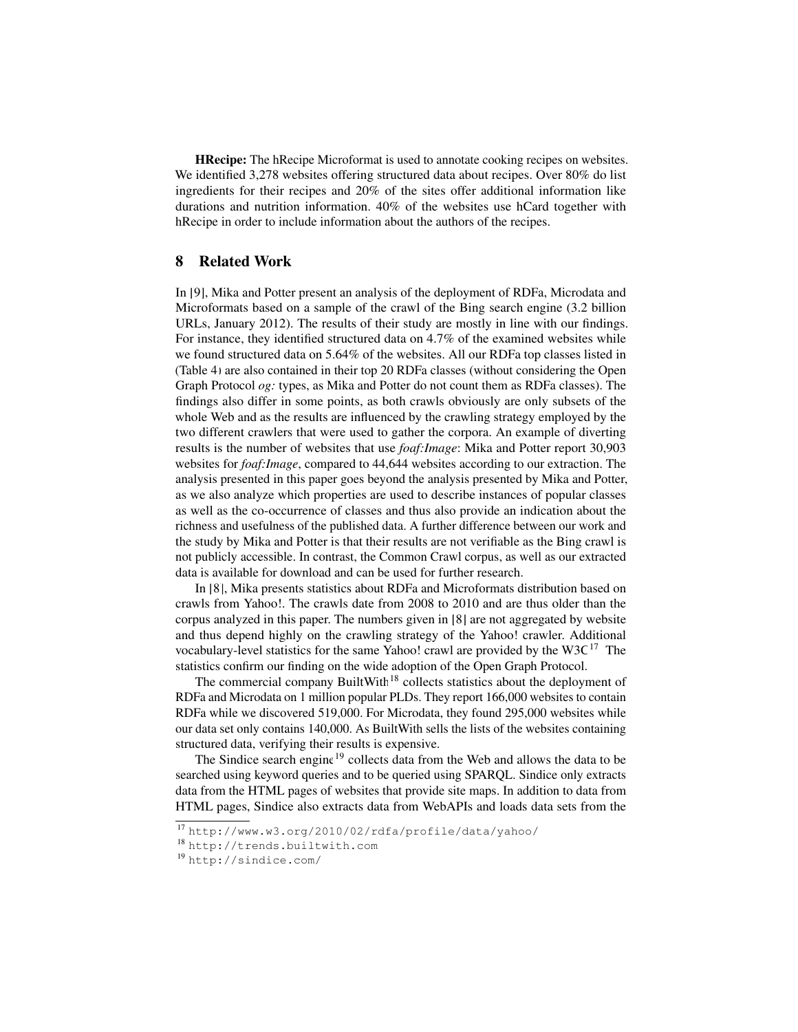**HRecipe:** The hRecipe Microformat is used to annotate cooking recipes on websites. We identified 3,278 websites offering structured data about recipes. Over 80% do list ingredients for their recipes and 20% of the sites offer additional information like durations and nutrition information. 40% of the websites use hCard together with hRecipe in order to include information about the authors of the recipes.

## 8 Related Work

In [9], Mika and Potter present an analysis of the deployment of RDFa, Microdata and Microformats based on a sample of the crawl of the Bing search engine (3.2 billion URLs, January 2012). The results of their study are mostly in line with our findings. For instance, they identified structured data on 4.7% of the examined websites while we found structured data on 5.64% of the websites. All our RDFa top classes listed in (Table 4) are also contained in their top 20 RDFa classes (without considering the Open Graph Protocol *og:* types, as Mika and Potter do not count them as RDFa classes). The findings also differ in some points, as both crawls obviously are only subsets of the whole Web and as the results are influenced by the crawling strategy employed by the two different crawlers that were used to gather the corpora. An example of diverting results is the number of websites that use *foaf:Image*: Mika and Potter report 30,903 websites for *foaf:Image*, compared to 44,644 websites according to our extraction. The analysis presented in this paper goes beyond the analysis presented by Mika and Potter, as we also analyze which properties are used to describe instances of popular classes as well as the co-occurrence of classes and thus also provide an indication about the richness and usefulness of the published data. A further difference between our work and the study by Mika and Potter is that their results are not verifiable as the Bing crawl is not publicly accessible. In contrast, the Common Crawl corpus, as well as our extracted data is available for download and can be used for further research.

In [8], Mika presents statistics about RDFa and Microformats distribution based on crawls from Yahoo!. The crawls date from 2008 to 2010 and are thus older than the corpus analyzed in this paper. The numbers given in [8] are not aggregated by website and thus depend highly on the crawling strategy of the Yahoo! crawler. Additional vocabulary-level statistics for the same Yahoo! crawl are provided by the W3C[17] The statistics confirm our finding on the wide adoption of the Open Graph Protocol.

The commercial company BuiltWith[18] collects statistics about the deployment of RDFa and Microdata on 1 million popular PLDs. They report 166,000 websites to contain RDFa while we discovered 519,000. For Microdata, they found 295,000 websites while our data set only contains 140,000. As BuiltWith sells the lists of the websites containing structured data, verifying their results is expensive.

The Sindice search engine[19] collects data from the Web and allows the data to be searched using keyword queries and to be queried using SPARQL. Sindice only extracts data from the HTML pages of websites that provide site maps. In addition to data from HTML pages, Sindice also extracts data from WebAPIs and loads data sets from the

[17] http://www.w3.org/2010/02/rdfa/profile/data/yahoo/

[18] http://trends.builtwith.com

[19] http://sindice.com/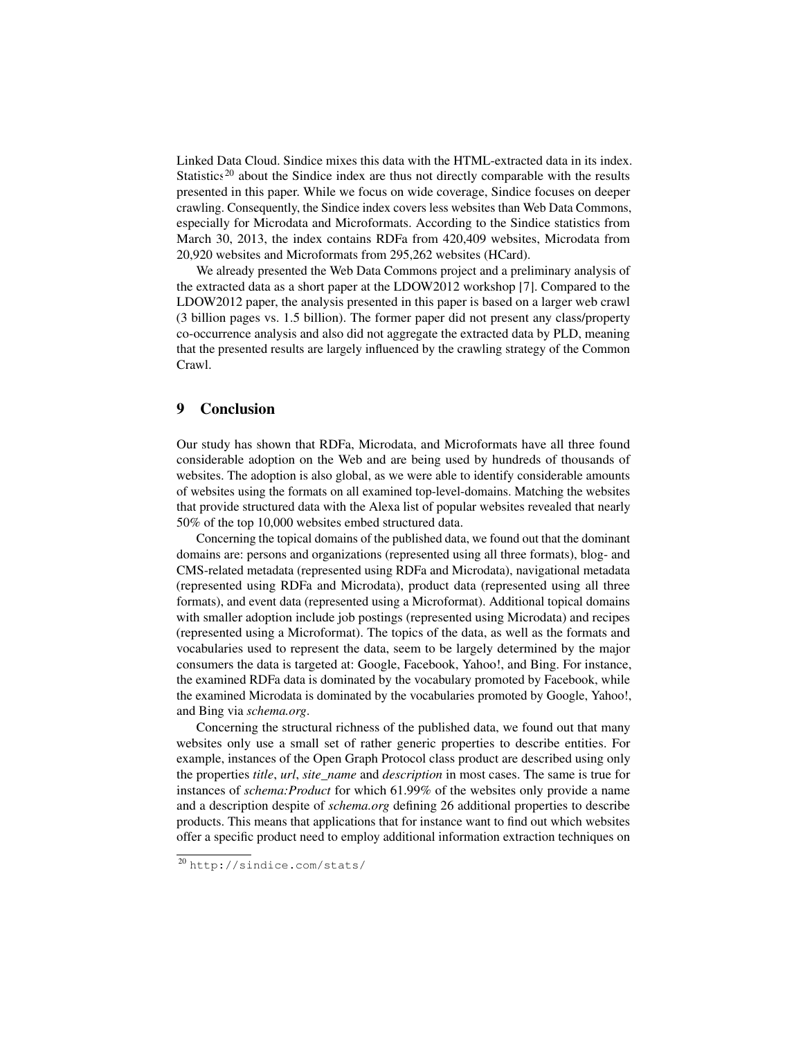Linked Data Cloud. Sindice mixes this data with the HTML-extracted data in its index. Statistics[20] about the Sindice index are thus not directly comparable with the results presented in this paper. While we focus on wide coverage, Sindice focuses on deeper crawling. Consequently, the Sindice index covers less websites than Web Data Commons, especially for Microdata and Microformats. According to the Sindice statistics from March 30, 2013, the index contains RDFa from 420,409 websites, Microdata from 20,920 websites and Microformats from 295,262 websites (HCard).

We already presented the Web Data Commons project and a preliminary analysis of the extracted data as a short paper at the LDOW2012 workshop [7]. Compared to the LDOW2012 paper, the analysis presented in this paper is based on a larger web crawl (3 billion pages vs. 1.5 billion). The former paper did not present any class/property co-occurrence analysis and also did not aggregate the extracted data by PLD, meaning that the presented results are largely influenced by the crawling strategy of the Common Crawl.

## 9 Conclusion

Our study has shown that RDFa, Microdata, and Microformats have all three found considerable adoption on the Web and are being used by hundreds of thousands of websites. The adoption is also global, as we were able to identify considerable amounts of websites using the formats on all examined top-level-domains. Matching the websites that provide structured data with the Alexa list of popular websites revealed that nearly 50% of the top 10,000 websites embed structured data.

Concerning the topical domains of the published data, we found out that the dominant domains are: persons and organizations (represented using all three formats), blog- and CMS-related metadata (represented using RDFa and Microdata), navigational metadata (represented using RDFa and Microdata), product data (represented using all three formats), and event data (represented using a Microformat). Additional topical domains with smaller adoption include job postings (represented using Microdata) and recipes (represented using a Microformat). The topics of the data, as well as the formats and vocabularies used to represent the data, seem to be largely determined by the major consumers the data is targeted at: Google, Facebook, Yahoo!, and Bing. For instance, the examined RDFa data is dominated by the vocabulary promoted by Facebook, while the examined Microdata is dominated by the vocabularies promoted by Google, Yahoo!, and Bing via *schema.org*.

Concerning the structural richness of the published data, we found out that many websites only use a small set of rather generic properties to describe entities. For example, instances of the Open Graph Protocol class product are described using only the properties *title*, *url*, *site_name* and *description* in most cases. The same is true for instances of *schema:Product* for which 61.99% of the websites only provide a name and a description despite of *schema.org* defining 26 additional properties to describe products. This means that applications that for instance want to find out which websites offer a specific product need to employ additional information extraction techniques on

[20] http://sindice.com/stats/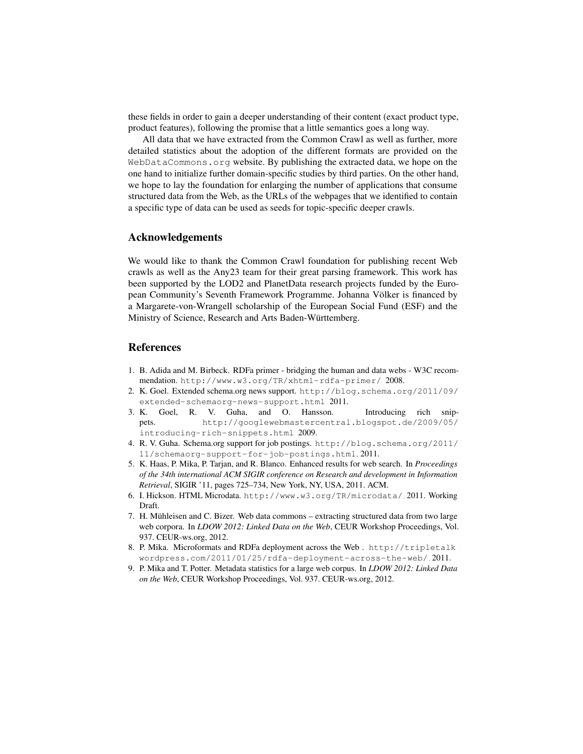these fields in order to gain a deeper understanding of their content (exact product type, product features), following the promise that a little semantics goes a long way.

All data that we have extracted from the Common Crawl as well as further, more detailed statistics about the adoption of the different formats are provided on the `WebDataCommons.org` website. By publishing the extracted data, we hope on the one hand to initialize further domain-specific studies by third parties. On the other hand, we hope to lay the foundation for enlarging the number of applications that consume structured data from the Web, as the URLs of the webpages that we identified to contain a specific type of data can be used as seeds for topic-specific deeper crawls.

## Acknowledgements

We would like to thank the Common Crawl foundation for publishing recent Web crawls as well as the Any23 team for their great parsing framework. This work has been supported by the LOD2 and PlanetData research projects funded by the European Community's Seventh Framework Programme. Johanna Völker is financed by a Margarete-von-Wrangell scholarship of the European Social Fund (ESF) and the Ministry of Science, Research and Arts Baden-Württemberg.

## References

1. B. Adida and M. Birbeck. RDFa primer - bridging the human and data webs - W3C recommendation. `http://www.w3.org/TR/xhtml-rdfa-primer/`, 2008.
2. K. Goel. Extended schema.org news support. `http://blog.schema.org/2011/09/extended-schemaorg-news-support.html`, 2011.
3. K. Goel, R. V. Guha, and O. Hansson. Introducing rich snippets. `http://googlewebmastercentral.blogspot.de/2009/05/introducing-rich-snippets.html`, 2009.
4. R. V. Guha. Schema.org support for job postings. `http://blog.schema.org/2011/11/schemaorg-support-for-job-postings.html`, 2011.
5. K. Haas, P. Mika, P. Tarjan, and R. Blanco. Enhanced results for web search. In *Proceedings of the 34th international ACM SIGIR conference on Research and development in Information Retrieval*, SIGIR '11, pages 725–734, New York, NY, USA, 2011. ACM.
6. I. Hickson. HTML Microdata. `http://www.w3.org/TR/microdata/`, 2011. Working Draft.
7. H. Mühleisen and C. Bizer. Web data commons – extracting structured data from two large web corpora. In *LDOW 2012: Linked Data on the Web*, CEUR Workshop Proceedings, Vol. 937. CEUR-ws.org, 2012.
8. P. Mika. Microformats and RDFa deployment across the Web . `http://tripletalk.wordpress.com/2011/01/25/rdfa-deployment-across-the-web/`, 2011.
9. P. Mika and T. Potter. Metadata statistics for a large web corpus. In *LDOW 2012: Linked Data on the Web*, CEUR Workshop Proceedings, Vol. 937. CEUR-ws.org, 2012.